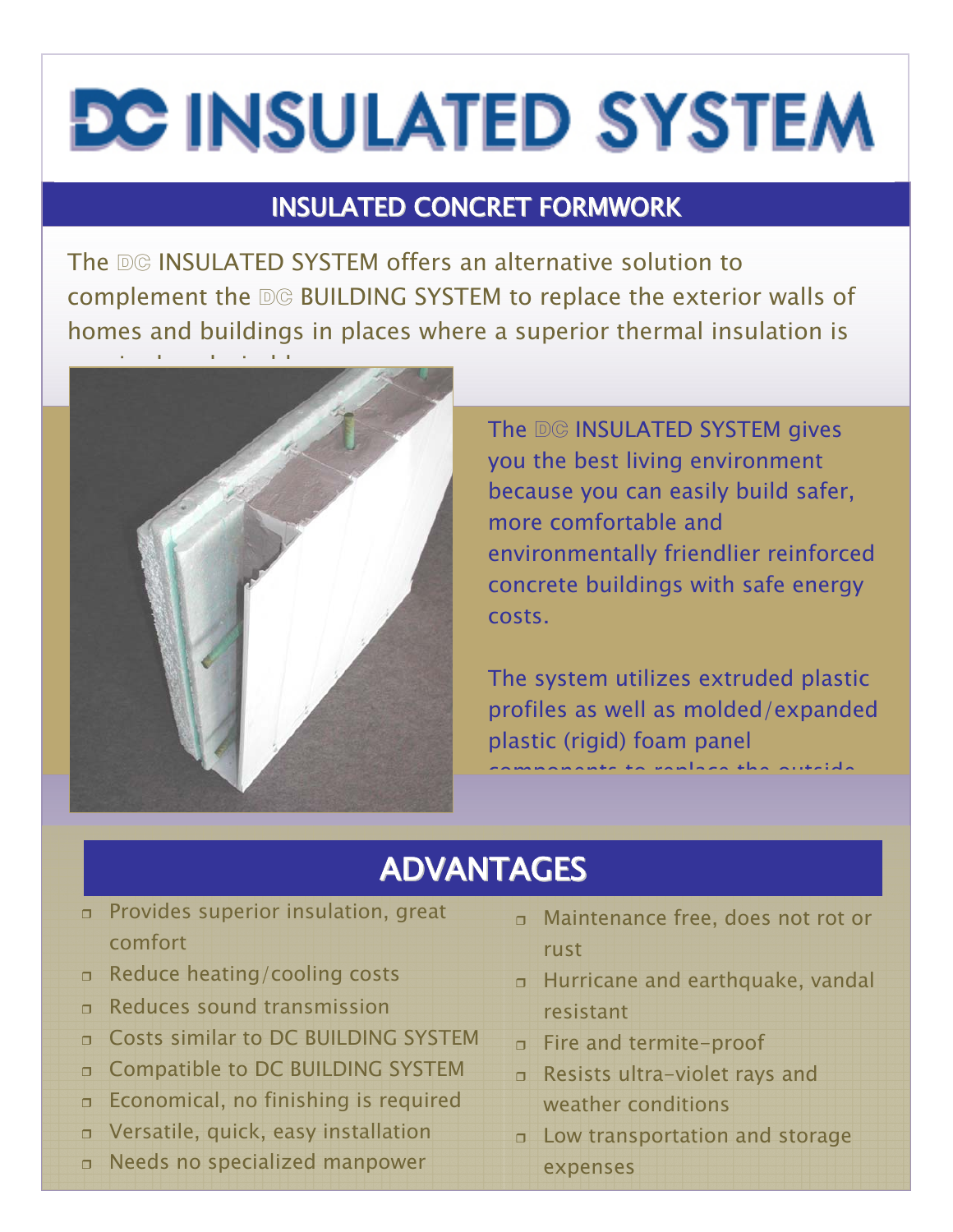# DC INSULATED SYSTEM

## INSULATED CONCRET FORMWORK

The DC INSULATED SYSTEM offers an alternative solution to complement the DC BUILDING SYSTEM to replace the exterior walls of homes and buildings in places where a superior thermal insulation is

The DC INSULATED SYSTEM gives you the best living environment because you can easily build safer, more comfortable and environmentally friendlier reinforced concrete buildings with safe energy costs.

The system utilizes extruded plastic profiles as well as molded/expanded plastic (rigid) foam panel

## ADVANTAGES

- Provides superior insulation, great comfort
- Reduce heating/cooling costs
- Reduces sound transmission
- Costs similar to DC BUILDING SYSTEM
- Compatible to DC BUILDING SYSTEM
- Economical, no finishing is required
- Versatile, quick, easy installation
- Needs no specialized manpower
- Maintenance free, does not rot or rust
- Hurricane and earthquake, vandal resistant
- Fire and termite-proof
- Resists ultra-violet rays and weather conditions
- Low transportation and storage expenses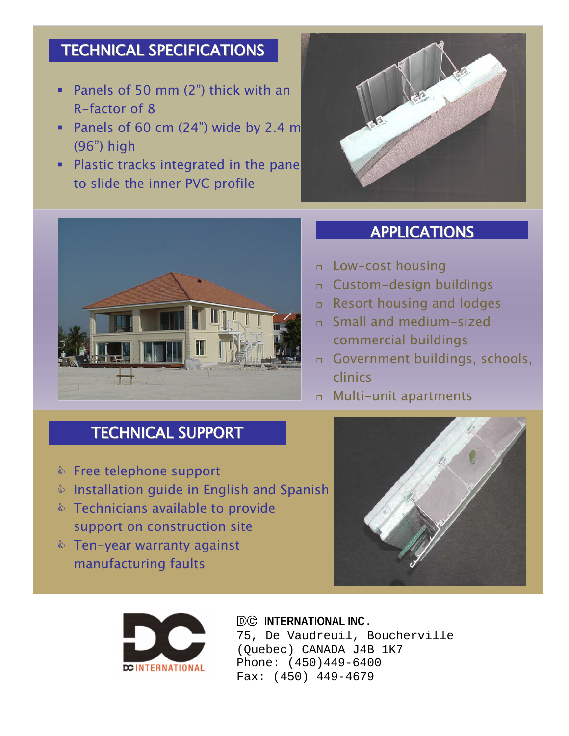## TECHNICAL SPECIFICATIONS

- Panels of 50 mm (2”) thick with an R-factor of 8
- Panels of 60 cm (24”) wide by 2.4 m (96”) high
- Plastic tracks integrated in the panel to slide the inner PVC profile

## APPLICATIONS

- Low-cost housing
- Custom-design buildings
- Resort housing and lodges
- Small and medium-sized commercial buildings
- Government buildings, schools, clinics
- Multi-unit apartments

## TECHNICAL SUPPORT

- Free telephone support
- Installation guide in English and Spanish
- Technicians available to provide support on construction site
- Ten-year warranty against manufacturing faults

DC INTERNATIONAL

**DC INTERNATIONAL INC.**
75, De Vaudreuil, Boucherville
(Quebec) CANADA J4B 1K7
Phone: (450)449-6400
Fax: (450) 449-4679